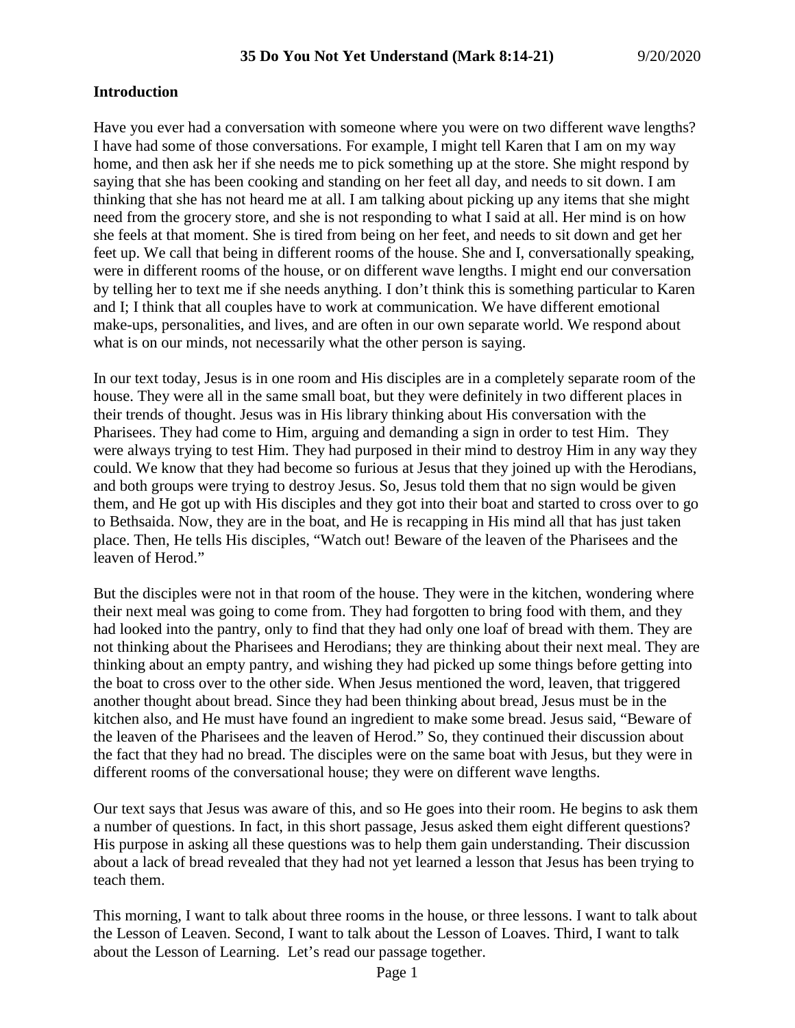# 35 Do You Not Yet Understand (Mark 8:14-21) 9/20/2020

## Introduction

Have you ever had a conversation with someone where you were on two different wave lengths? I have had some of those conversations. For example, I might tell Karen that I am on my way home, and then ask her if she needs me to pick something up at the store. She might respond by saying that she has been cooking and standing on her feet all day, and needs to sit down. I am thinking that she has not heard me at all. I am talking about picking up any items that she might need from the grocery store, and she is not responding to what I said at all. Her mind is on how she feels at that moment. She is tired from being on her feet, and needs to sit down and get her feet up. We call that being in different rooms of the house. She and I, conversationally speaking, were in different rooms of the house, or on different wave lengths. I might end our conversation by telling her to text me if she needs anything. I don't think this is something particular to Karen and I; I think that all couples have to work at communication. We have different emotional make-ups, personalities, and lives, and are often in our own separate world. We respond about what is on our minds, not necessarily what the other person is saying.

In our text today, Jesus is in one room and His disciples are in a completely separate room of the house. They were all in the same small boat, but they were definitely in two different places in their trends of thought. Jesus was in His library thinking about His conversation with the Pharisees. They had come to Him, arguing and demanding a sign in order to test Him. They were always trying to test Him. They had purposed in their mind to destroy Him in any way they could. We know that they had become so furious at Jesus that they joined up with the Herodians, and both groups were trying to destroy Jesus. So, Jesus told them that no sign would be given them, and He got up with His disciples and they got into their boat and started to cross over to go to Bethsaida. Now, they are in the boat, and He is recapping in His mind all that has just taken place. Then, He tells His disciples, "Watch out! Beware of the leaven of the Pharisees and the leaven of Herod."

But the disciples were not in that room of the house. They were in the kitchen, wondering where their next meal was going to come from. They had forgotten to bring food with them, and they had looked into the pantry, only to find that they had only one loaf of bread with them. They are not thinking about the Pharisees and Herodians; they are thinking about their next meal. They are thinking about an empty pantry, and wishing they had picked up some things before getting into the boat to cross over to the other side. When Jesus mentioned the word, leaven, that triggered another thought about bread. Since they had been thinking about bread, Jesus must be in the kitchen also, and He must have found an ingredient to make some bread. Jesus said, "Beware of the leaven of the Pharisees and the leaven of Herod." So, they continued their discussion about the fact that they had no bread. The disciples were on the same boat with Jesus, but they were in different rooms of the conversational house; they were on different wave lengths.

Our text says that Jesus was aware of this, and so He goes into their room. He begins to ask them a number of questions. In fact, in this short passage, Jesus asked them eight different questions? His purpose in asking all these questions was to help them gain understanding. Their discussion about a lack of bread revealed that they had not yet learned a lesson that Jesus has been trying to teach them.

This morning, I want to talk about three rooms in the house, or three lessons. I want to talk about the Lesson of Leaven. Second, I want to talk about the Lesson of Loaves. Third, I want to talk about the Lesson of Learning. Let's read our passage together.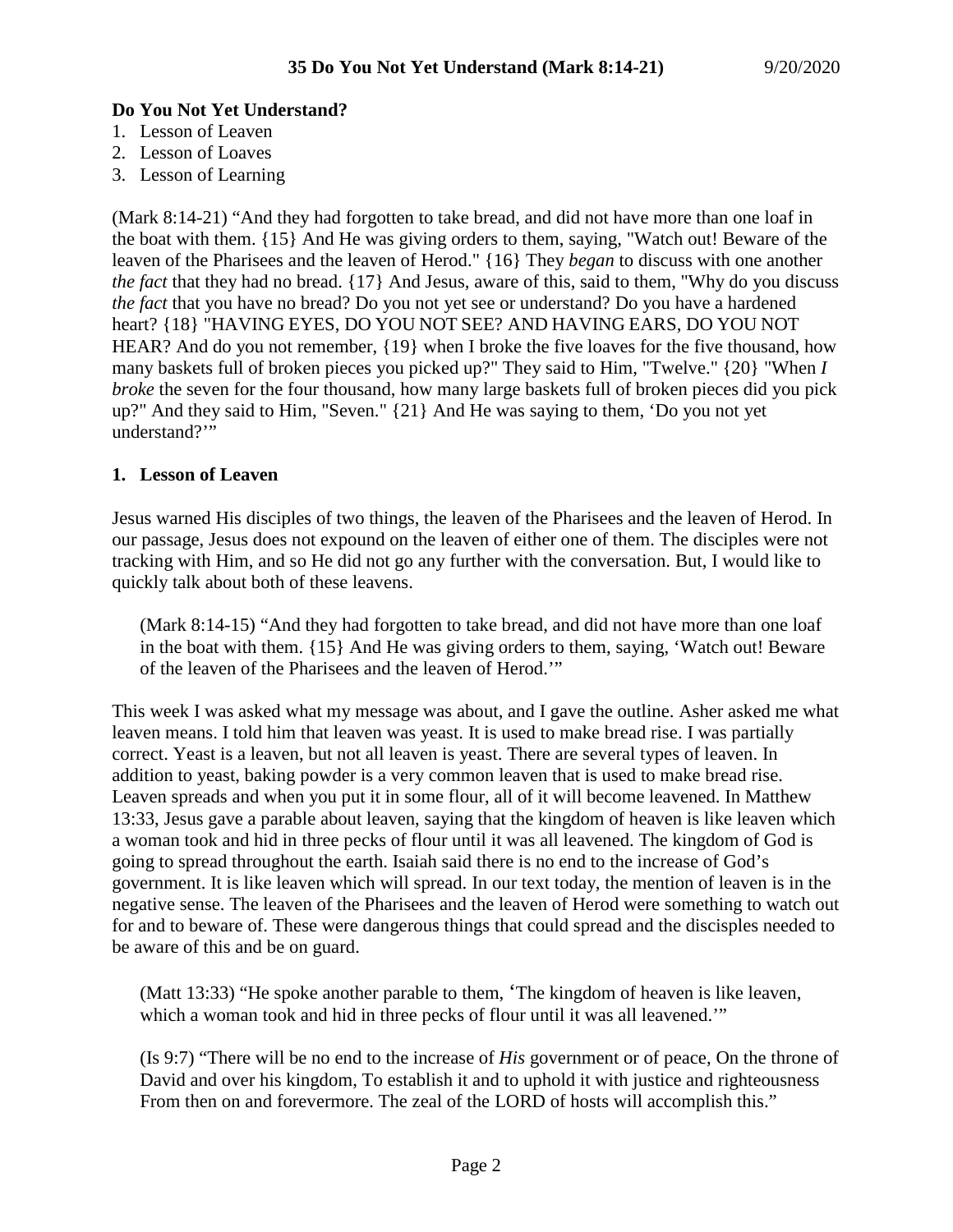**Do You Not Yet Understand?**

1. Lesson of Leaven
2. Lesson of Loaves
3. Lesson of Learning

(Mark 8:14-21) "And they had forgotten to take bread, and did not have more than one loaf in the boat with them. {15} And He was giving orders to them, saying, "Watch out! Beware of the leaven of the Pharisees and the leaven of Herod." {16} They *began* to discuss with one another *the fact* that they had no bread. {17} And Jesus, aware of this, said to them, "Why do you discuss *the fact* that you have no bread? Do you not yet see or understand? Do you have a hardened heart? {18} "HAVING EYES, DO YOU NOT SEE? AND HAVING EARS, DO YOU NOT HEAR? And do you not remember, {19} when I broke the five loaves for the five thousand, how many baskets full of broken pieces you picked up?" They said to Him, "Twelve." {20} "When *I broke* the seven for the four thousand, how many large baskets full of broken pieces did you pick up?" And they said to Him, "Seven." {21} And He was saying to them, 'Do you not yet understand?'"

## 1. Lesson of Leaven

Jesus warned His disciples of two things, the leaven of the Pharisees and the leaven of Herod. In our passage, Jesus does not expound on the leaven of either one of them. The disciples were not tracking with Him, and so He did not go any further with the conversation. But, I would like to quickly talk about both of these leavens.

> (Mark 8:14-15) "And they had forgotten to take bread, and did not have more than one loaf in the boat with them. {15} And He was giving orders to them, saying, 'Watch out! Beware of the leaven of the Pharisees and the leaven of Herod.'"

This week I was asked what my message was about, and I gave the outline. Asher asked me what leaven means. I told him that leaven was yeast. It is used to make bread rise. I was partially correct. Yeast is a leaven, but not all leaven is yeast. There are several types of leaven. In addition to yeast, baking powder is a very common leaven that is used to make bread rise. Leaven spreads and when you put it in some flour, all of it will become leavened. In Matthew 13:33, Jesus gave a parable about leaven, saying that the kingdom of heaven is like leaven which a woman took and hid in three pecks of flour until it was all leavened. The kingdom of God is going to spread throughout the earth. Isaiah said there is no end to the increase of God's government. It is like leaven which will spread. In our text today, the mention of leaven is in the negative sense. The leaven of the Pharisees and the leaven of Herod were something to watch out for and to beware of. These were dangerous things that could spread and the discisples needed to be aware of this and be on guard.

> (Matt 13:33) "He spoke another parable to them, 'The kingdom of heaven is like leaven, which a woman took and hid in three pecks of flour until it was all leavened.'"

> (Is 9:7) "There will be no end to the increase of *His* government or of peace, On the throne of David and over his kingdom, To establish it and to uphold it with justice and righteousness From then on and forevermore. The zeal of the LORD of hosts will accomplish this."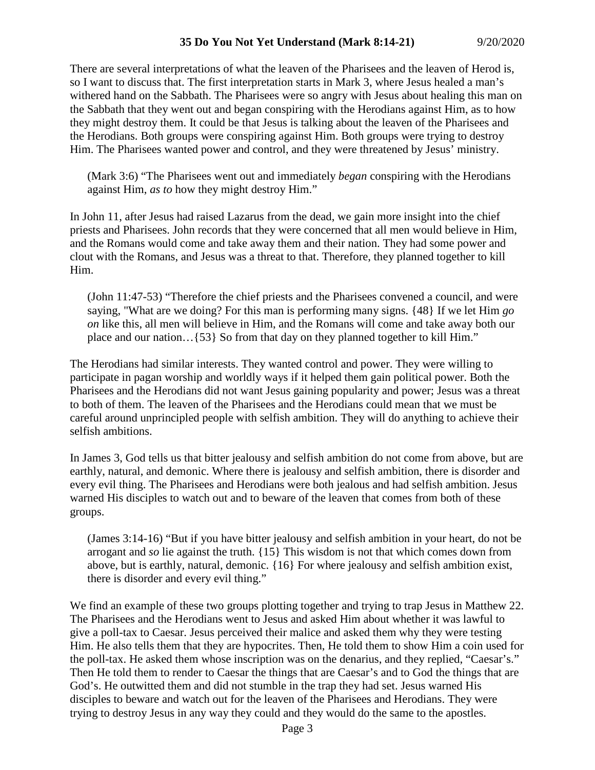There are several interpretations of what the leaven of the Pharisees and the leaven of Herod is, so I want to discuss that. The first interpretation starts in Mark 3, where Jesus healed a man's withered hand on the Sabbath. The Pharisees were so angry with Jesus about healing this man on the Sabbath that they went out and began conspiring with the Herodians against Him, as to how they might destroy them. It could be that Jesus is talking about the leaven of the Pharisees and the Herodians. Both groups were conspiring against Him. Both groups were trying to destroy Him. The Pharisees wanted power and control, and they were threatened by Jesus' ministry.

> (Mark 3:6) "The Pharisees went out and immediately *began* conspiring with the Herodians against Him, *as to* how they might destroy Him."

In John 11, after Jesus had raised Lazarus from the dead, we gain more insight into the chief priests and Pharisees. John records that they were concerned that all men would believe in Him, and the Romans would come and take away them and their nation. They had some power and clout with the Romans, and Jesus was a threat to that. Therefore, they planned together to kill Him.

> (John 11:47-53) "Therefore the chief priests and the Pharisees convened a council, and were saying, "What are we doing? For this man is performing many signs. {48} If we let Him *go on* like this, all men will believe in Him, and the Romans will come and take away both our place and our nation…{53} So from that day on they planned together to kill Him."

The Herodians had similar interests. They wanted control and power. They were willing to participate in pagan worship and worldly ways if it helped them gain political power. Both the Pharisees and the Herodians did not want Jesus gaining popularity and power; Jesus was a threat to both of them. The leaven of the Pharisees and the Herodians could mean that we must be careful around unprincipled people with selfish ambition. They will do anything to achieve their selfish ambitions.

In James 3, God tells us that bitter jealousy and selfish ambition do not come from above, but are earthly, natural, and demonic. Where there is jealousy and selfish ambition, there is disorder and every evil thing. The Pharisees and Herodians were both jealous and had selfish ambition. Jesus warned His disciples to watch out and to beware of the leaven that comes from both of these groups.

> (James 3:14-16) "But if you have bitter jealousy and selfish ambition in your heart, do not be arrogant and *so* lie against the truth. {15} This wisdom is not that which comes down from above, but is earthly, natural, demonic. {16} For where jealousy and selfish ambition exist, there is disorder and every evil thing."

We find an example of these two groups plotting together and trying to trap Jesus in Matthew 22. The Pharisees and the Herodians went to Jesus and asked Him about whether it was lawful to give a poll-tax to Caesar. Jesus perceived their malice and asked them why they were testing Him. He also tells them that they are hypocrites. Then, He told them to show Him a coin used for the poll-tax. He asked them whose inscription was on the denarius, and they replied, "Caesar's." Then He told them to render to Caesar the things that are Caesar's and to God the things that are God's. He outwitted them and did not stumble in the trap they had set. Jesus warned His disciples to beware and watch out for the leaven of the Pharisees and Herodians. They were trying to destroy Jesus in any way they could and they would do the same to the apostles.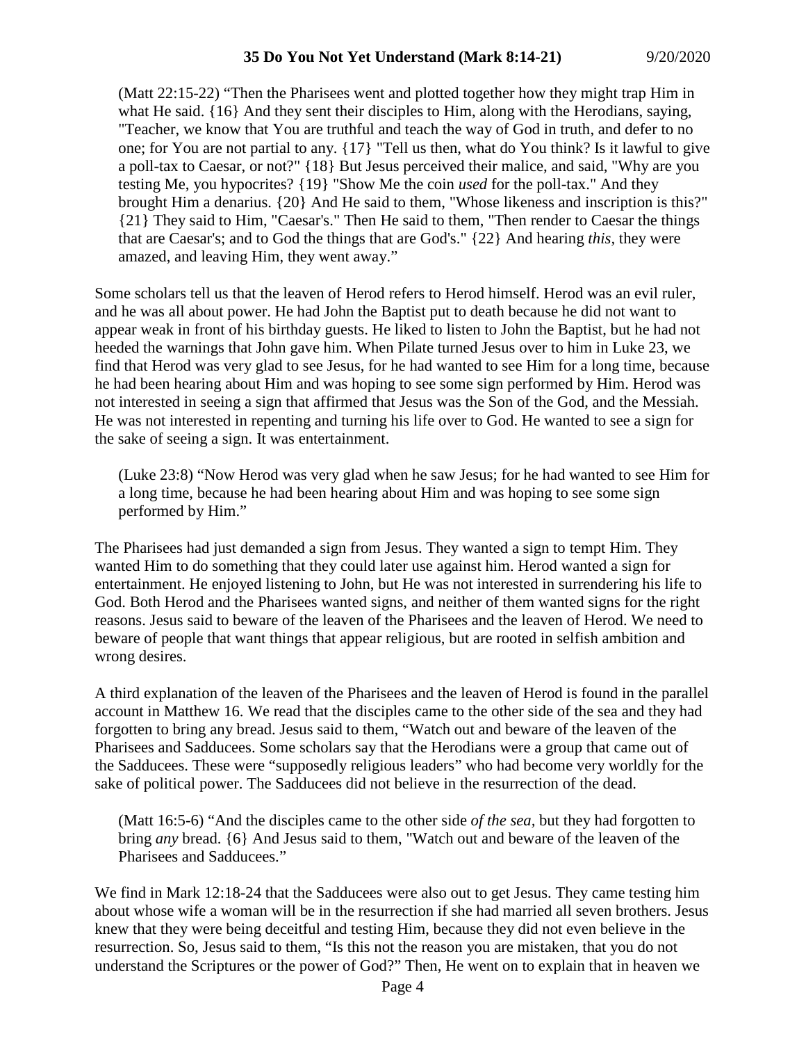(Matt 22:15-22) “Then the Pharisees went and plotted together how they might trap Him in what He said. {16} And they sent their disciples to Him, along with the Herodians, saying, "Teacher, we know that You are truthful and teach the way of God in truth, and defer to no one; for You are not partial to any. {17} "Tell us then, what do You think? Is it lawful to give a poll-tax to Caesar, or not?" {18} But Jesus perceived their malice, and said, "Why are you testing Me, you hypocrites? {19} "Show Me the coin *used* for the poll-tax." And they brought Him a denarius. {20} And He said to them, "Whose likeness and inscription is this?" {21} They said to Him, "Caesar's." Then He said to them, "Then render to Caesar the things that are Caesar's; and to God the things that are God's." {22} And hearing *this*, they were amazed, and leaving Him, they went away.”

Some scholars tell us that the leaven of Herod refers to Herod himself. Herod was an evil ruler, and he was all about power. He had John the Baptist put to death because he did not want to appear weak in front of his birthday guests. He liked to listen to John the Baptist, but he had not heeded the warnings that John gave him. When Pilate turned Jesus over to him in Luke 23, we find that Herod was very glad to see Jesus, for he had wanted to see Him for a long time, because he had been hearing about Him and was hoping to see some sign performed by Him. Herod was not interested in seeing a sign that affirmed that Jesus was the Son of the God, and the Messiah. He was not interested in repenting and turning his life over to God. He wanted to see a sign for the sake of seeing a sign. It was entertainment.

(Luke 23:8) “Now Herod was very glad when he saw Jesus; for he had wanted to see Him for a long time, because he had been hearing about Him and was hoping to see some sign performed by Him.”

The Pharisees had just demanded a sign from Jesus. They wanted a sign to tempt Him. They wanted Him to do something that they could later use against him. Herod wanted a sign for entertainment. He enjoyed listening to John, but He was not interested in surrendering his life to God. Both Herod and the Pharisees wanted signs, and neither of them wanted signs for the right reasons. Jesus said to beware of the leaven of the Pharisees and the leaven of Herod. We need to beware of people that want things that appear religious, but are rooted in selfish ambition and wrong desires.

A third explanation of the leaven of the Pharisees and the leaven of Herod is found in the parallel account in Matthew 16. We read that the disciples came to the other side of the sea and they had forgotten to bring any bread. Jesus said to them, “Watch out and beware of the leaven of the Pharisees and Sadducees. Some scholars say that the Herodians were a group that came out of the Sadducees. These were “supposedly religious leaders” who had become very worldly for the sake of political power. The Sadducees did not believe in the resurrection of the dead.

(Matt 16:5-6) “And the disciples came to the other side *of the sea*, but they had forgotten to bring *any* bread. {6} And Jesus said to them, "Watch out and beware of the leaven of the Pharisees and Sadducees.”

We find in Mark 12:18-24 that the Sadducees were also out to get Jesus. They came testing him about whose wife a woman will be in the resurrection if she had married all seven brothers. Jesus knew that they were being deceitful and testing Him, because they did not even believe in the resurrection. So, Jesus said to them, “Is this not the reason you are mistaken, that you do not understand the Scriptures or the power of God?” Then, He went on to explain that in heaven we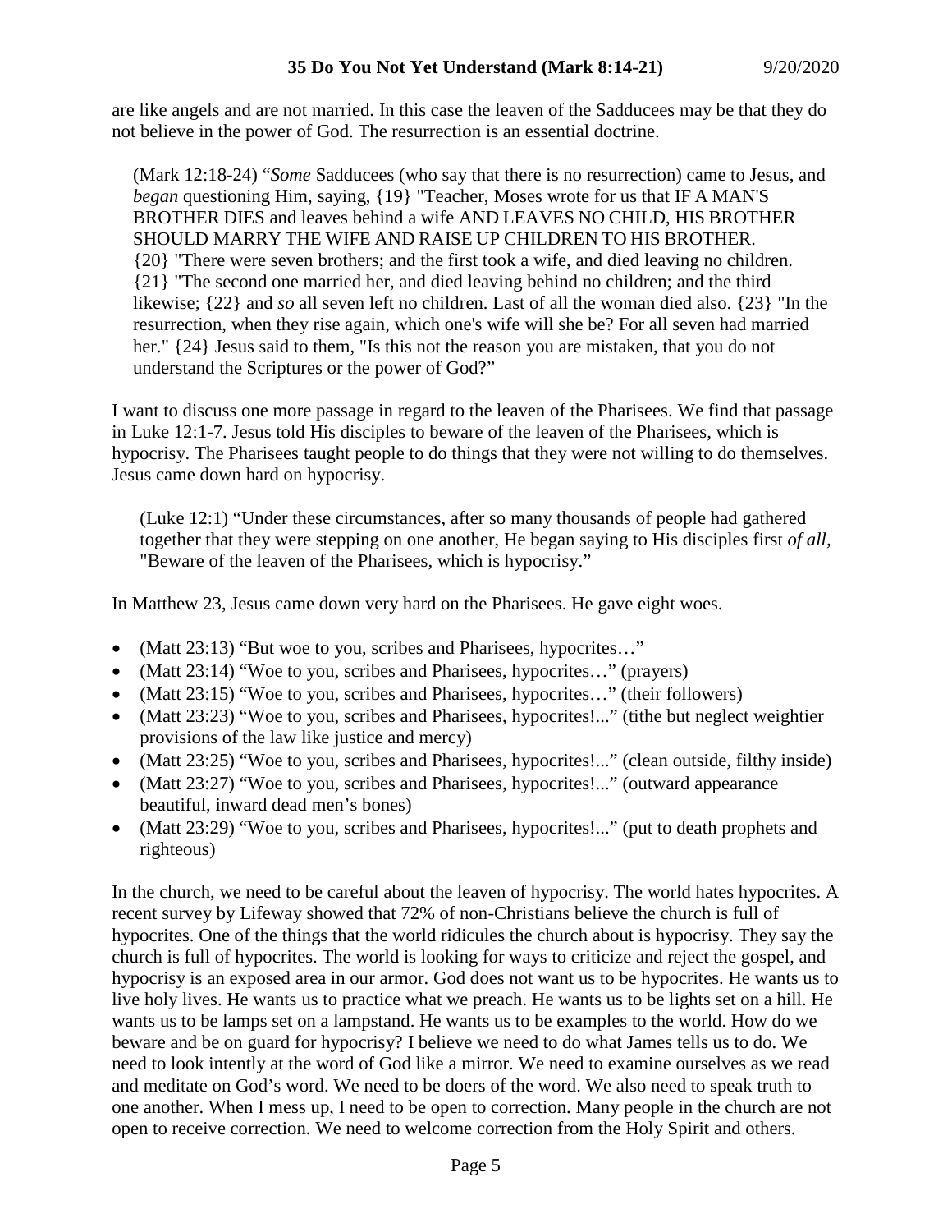are like angels and are not married. In this case the leaven of the Sadducees may be that they do not believe in the power of God. The resurrection is an essential doctrine.

> (Mark 12:18-24) "*Some* Sadducees (who say that there is no resurrection) came to Jesus, and *began* questioning Him, saying, {19} "Teacher, Moses wrote for us that IF A MAN'S BROTHER DIES and leaves behind a wife AND LEAVES NO CHILD, HIS BROTHER SHOULD MARRY THE WIFE AND RAISE UP CHILDREN TO HIS BROTHER. {20} "There were seven brothers; and the first took a wife, and died leaving no children. {21} "The second one married her, and died leaving behind no children; and the third likewise; {22} and *so* all seven left no children. Last of all the woman died also. {23} "In the resurrection, when they rise again, which one's wife will she be? For all seven had married her." {24} Jesus said to them, "Is this not the reason you are mistaken, that you do not understand the Scriptures or the power of God?"

I want to discuss one more passage in regard to the leaven of the Pharisees. We find that passage in Luke 12:1-7. Jesus told His disciples to beware of the leaven of the Pharisees, which is hypocrisy. The Pharisees taught people to do things that they were not willing to do themselves. Jesus came down hard on hypocrisy.

> (Luke 12:1) "Under these circumstances, after so many thousands of people had gathered together that they were stepping on one another, He began saying to His disciples first *of all,* "Beware of the leaven of the Pharisees, which is hypocrisy."

In Matthew 23, Jesus came down very hard on the Pharisees. He gave eight woes.

- (Matt 23:13) "But woe to you, scribes and Pharisees, hypocrites…"
- (Matt 23:14) "Woe to you, scribes and Pharisees, hypocrites…" (prayers)
- (Matt 23:15) "Woe to you, scribes and Pharisees, hypocrites…" (their followers)
- (Matt 23:23) "Woe to you, scribes and Pharisees, hypocrites!..." (tithe but neglect weightier provisions of the law like justice and mercy)
- (Matt 23:25) "Woe to you, scribes and Pharisees, hypocrites!..." (clean outside, filthy inside)
- (Matt 23:27) "Woe to you, scribes and Pharisees, hypocrites!..." (outward appearance beautiful, inward dead men's bones)
- (Matt 23:29) "Woe to you, scribes and Pharisees, hypocrites!..." (put to death prophets and righteous)

In the church, we need to be careful about the leaven of hypocrisy. The world hates hypocrites. A recent survey by Lifeway showed that 72% of non-Christians believe the church is full of hypocrites. One of the things that the world ridicules the church about is hypocrisy. They say the church is full of hypocrites. The world is looking for ways to criticize and reject the gospel, and hypocrisy is an exposed area in our armor. God does not want us to be hypocrites. He wants us to live holy lives. He wants us to practice what we preach. He wants us to be lights set on a hill. He wants us to be lamps set on a lampstand. He wants us to be examples to the world. How do we beware and be on guard for hypocrisy? I believe we need to do what James tells us to do. We need to look intently at the word of God like a mirror. We need to examine ourselves as we read and meditate on God's word. We need to be doers of the word. We also need to speak truth to one another. When I mess up, I need to be open to correction. Many people in the church are not open to receive correction. We need to welcome correction from the Holy Spirit and others.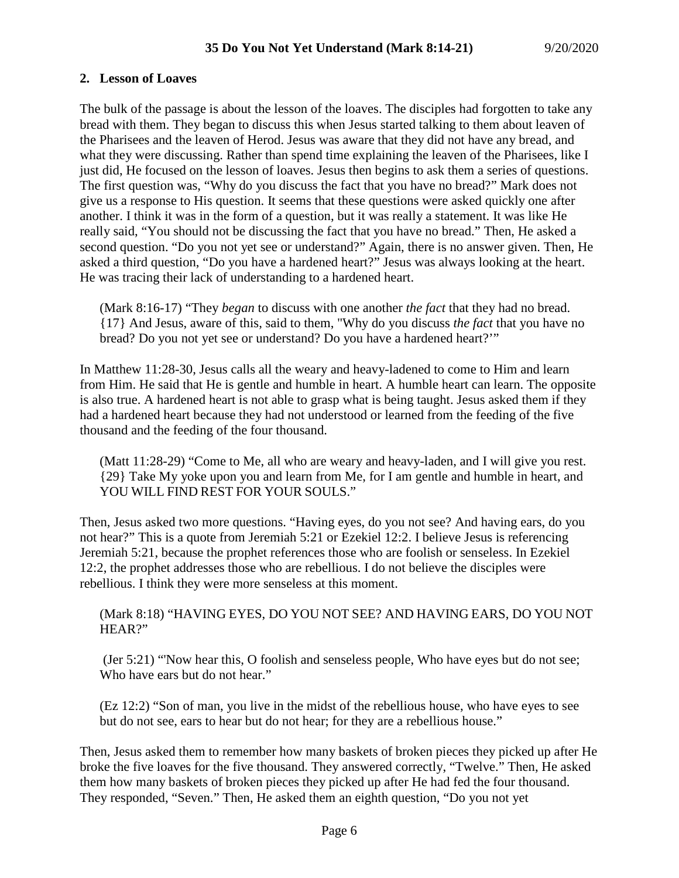## 2. Lesson of Loaves

The bulk of the passage is about the lesson of the loaves. The disciples had forgotten to take any bread with them. They began to discuss this when Jesus started talking to them about leaven of the Pharisees and the leaven of Herod. Jesus was aware that they did not have any bread, and what they were discussing. Rather than spend time explaining the leaven of the Pharisees, like I just did, He focused on the lesson of loaves. Jesus then begins to ask them a series of questions. The first question was, "Why do you discuss the fact that you have no bread?" Mark does not give us a response to His question. It seems that these questions were asked quickly one after another. I think it was in the form of a question, but it was really a statement. It was like He really said, "You should not be discussing the fact that you have no bread." Then, He asked a second question. "Do you not yet see or understand?" Again, there is no answer given. Then, He asked a third question, "Do you have a hardened heart?" Jesus was always looking at the heart. He was tracing their lack of understanding to a hardened heart.

> (Mark 8:16-17) "They *began* to discuss with one another *the fact* that they had no bread. {17} And Jesus, aware of this, said to them, "Why do you discuss *the fact* that you have no bread? Do you not yet see or understand? Do you have a hardened heart?'"

In Matthew 11:28-30, Jesus calls all the weary and heavy-ladened to come to Him and learn from Him. He said that He is gentle and humble in heart. A humble heart can learn. The opposite is also true. A hardened heart is not able to grasp what is being taught. Jesus asked them if they had a hardened heart because they had not understood or learned from the feeding of the five thousand and the feeding of the four thousand.

> (Matt 11:28-29) "Come to Me, all who are weary and heavy-laden, and I will give you rest. {29} Take My yoke upon you and learn from Me, for I am gentle and humble in heart, and YOU WILL FIND REST FOR YOUR SOULS."

Then, Jesus asked two more questions. "Having eyes, do you not see? And having ears, do you not hear?" This is a quote from Jeremiah 5:21 or Ezekiel 12:2. I believe Jesus is referencing Jeremiah 5:21, because the prophet references those who are foolish or senseless. In Ezekiel 12:2, the prophet addresses those who are rebellious. I do not believe the disciples were rebellious. I think they were more senseless at this moment.

> (Mark 8:18) "HAVING EYES, DO YOU NOT SEE? AND HAVING EARS, DO YOU NOT HEAR?"

> (Jer 5:21) "'Now hear this, O foolish and senseless people, Who have eyes but do not see; Who have ears but do not hear."

> (Ez 12:2) "Son of man, you live in the midst of the rebellious house, who have eyes to see but do not see, ears to hear but do not hear; for they are a rebellious house."

Then, Jesus asked them to remember how many baskets of broken pieces they picked up after He broke the five loaves for the five thousand. They answered correctly, "Twelve." Then, He asked them how many baskets of broken pieces they picked up after He had fed the four thousand. They responded, "Seven." Then, He asked them an eighth question, "Do you not yet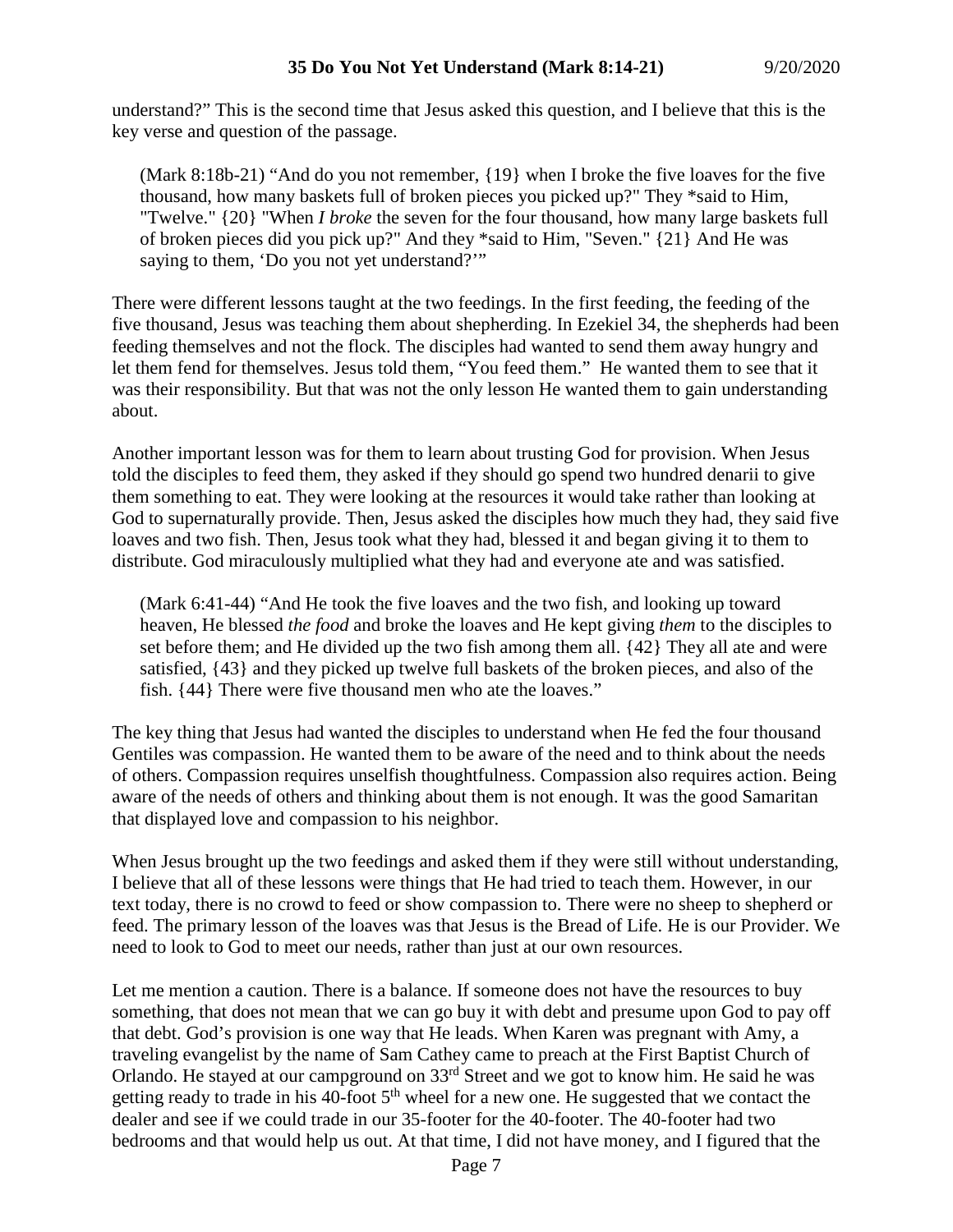understand?" This is the second time that Jesus asked this question, and I believe that this is the key verse and question of the passage.

> (Mark 8:18b-21) "And do you not remember, {19} when I broke the five loaves for the five thousand, how many baskets full of broken pieces you picked up?" They *said to Him, "Twelve." {20} "When *I broke* the seven for the four thousand, how many large baskets full of broken pieces did you pick up?" And they *said to Him, "Seven." {21} And He was saying to them, 'Do you not yet understand?'"

There were different lessons taught at the two feedings. In the first feeding, the feeding of the five thousand, Jesus was teaching them about shepherding. In Ezekiel 34, the shepherds had been feeding themselves and not the flock. The disciples had wanted to send them away hungry and let them fend for themselves. Jesus told them, "You feed them." He wanted them to see that it was their responsibility. But that was not the only lesson He wanted them to gain understanding about.

Another important lesson was for them to learn about trusting God for provision. When Jesus told the disciples to feed them, they asked if they should go spend two hundred denarii to give them something to eat. They were looking at the resources it would take rather than looking at God to supernaturally provide. Then, Jesus asked the disciples how much they had, they said five loaves and two fish. Then, Jesus took what they had, blessed it and began giving it to them to distribute. God miraculously multiplied what they had and everyone ate and was satisfied.

> (Mark 6:41-44) "And He took the five loaves and the two fish, and looking up toward heaven, He blessed *the food* and broke the loaves and He kept giving *them* to the disciples to set before them; and He divided up the two fish among them all. {42} They all ate and were satisfied, {43} and they picked up twelve full baskets of the broken pieces, and also of the fish. {44} There were five thousand men who ate the loaves."

The key thing that Jesus had wanted the disciples to understand when He fed the four thousand Gentiles was compassion. He wanted them to be aware of the need and to think about the needs of others. Compassion requires unselfish thoughtfulness. Compassion also requires action. Being aware of the needs of others and thinking about them is not enough. It was the good Samaritan that displayed love and compassion to his neighbor.

When Jesus brought up the two feedings and asked them if they were still without understanding, I believe that all of these lessons were things that He had tried to teach them. However, in our text today, there is no crowd to feed or show compassion to. There were no sheep to shepherd or feed. The primary lesson of the loaves was that Jesus is the Bread of Life. He is our Provider. We need to look to God to meet our needs, rather than just at our own resources.

Let me mention a caution. There is a balance. If someone does not have the resources to buy something, that does not mean that we can go buy it with debt and presume upon God to pay off that debt. God's provision is one way that He leads. When Karen was pregnant with Amy, a traveling evangelist by the name of Sam Cathey came to preach at the First Baptist Church of Orlando. He stayed at our campground on 33rd Street and we got to know him. He said he was getting ready to trade in his 40-foot 5th wheel for a new one. He suggested that we contact the dealer and see if we could trade in our 35-footer for the 40-footer. The 40-footer had two bedrooms and that would help us out. At that time, I did not have money, and I figured that the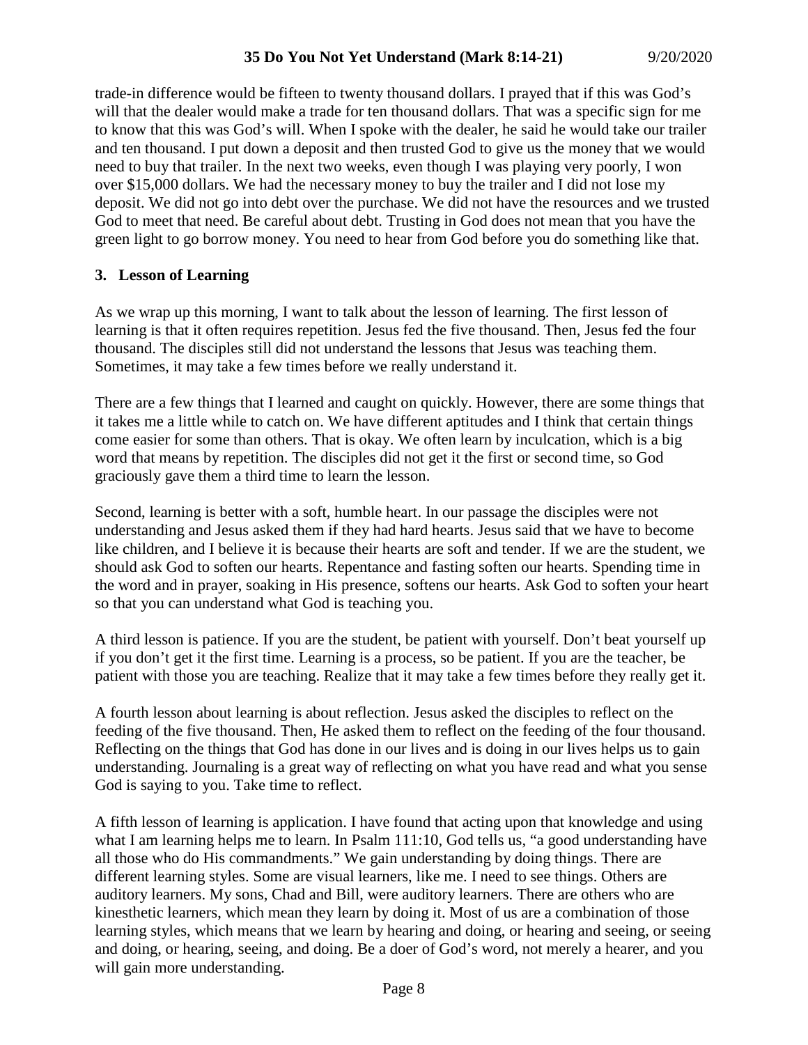trade-in difference would be fifteen to twenty thousand dollars. I prayed that if this was God's will that the dealer would make a trade for ten thousand dollars. That was a specific sign for me to know that this was God's will. When I spoke with the dealer, he said he would take our trailer and ten thousand. I put down a deposit and then trusted God to give us the money that we would need to buy that trailer. In the next two weeks, even though I was playing very poorly, I won over $15,000 dollars. We had the necessary money to buy the trailer and I did not lose my deposit. We did not go into debt over the purchase. We did not have the resources and we trusted God to meet that need. Be careful about debt. Trusting in God does not mean that you have the green light to go borrow money. You need to hear from God before you do something like that.

### 3. Lesson of Learning

As we wrap up this morning, I want to talk about the lesson of learning. The first lesson of learning is that it often requires repetition. Jesus fed the five thousand. Then, Jesus fed the four thousand. The disciples still did not understand the lessons that Jesus was teaching them. Sometimes, it may take a few times before we really understand it.

There are a few things that I learned and caught on quickly. However, there are some things that it takes me a little while to catch on. We have different aptitudes and I think that certain things come easier for some than others. That is okay. We often learn by inculcation, which is a big word that means by repetition. The disciples did not get it the first or second time, so God graciously gave them a third time to learn the lesson.

Second, learning is better with a soft, humble heart. In our passage the disciples were not understanding and Jesus asked them if they had hard hearts. Jesus said that we have to become like children, and I believe it is because their hearts are soft and tender. If we are the student, we should ask God to soften our hearts. Repentance and fasting soften our hearts. Spending time in the word and in prayer, soaking in His presence, softens our hearts. Ask God to soften your heart so that you can understand what God is teaching you.

A third lesson is patience. If you are the student, be patient with yourself. Don't beat yourself up if you don't get it the first time. Learning is a process, so be patient. If you are the teacher, be patient with those you are teaching. Realize that it may take a few times before they really get it.

A fourth lesson about learning is about reflection. Jesus asked the disciples to reflect on the feeding of the five thousand. Then, He asked them to reflect on the feeding of the four thousand. Reflecting on the things that God has done in our lives and is doing in our lives helps us to gain understanding. Journaling is a great way of reflecting on what you have read and what you sense God is saying to you. Take time to reflect.

A fifth lesson of learning is application. I have found that acting upon that knowledge and using what I am learning helps me to learn. In Psalm 111:10, God tells us, "a good understanding have all those who do His commandments." We gain understanding by doing things. There are different learning styles. Some are visual learners, like me. I need to see things. Others are auditory learners. My sons, Chad and Bill, were auditory learners. There are others who are kinesthetic learners, which mean they learn by doing it. Most of us are a combination of those learning styles, which means that we learn by hearing and doing, or hearing and seeing, or seeing and doing, or hearing, seeing, and doing. Be a doer of God's word, not merely a hearer, and you will gain more understanding.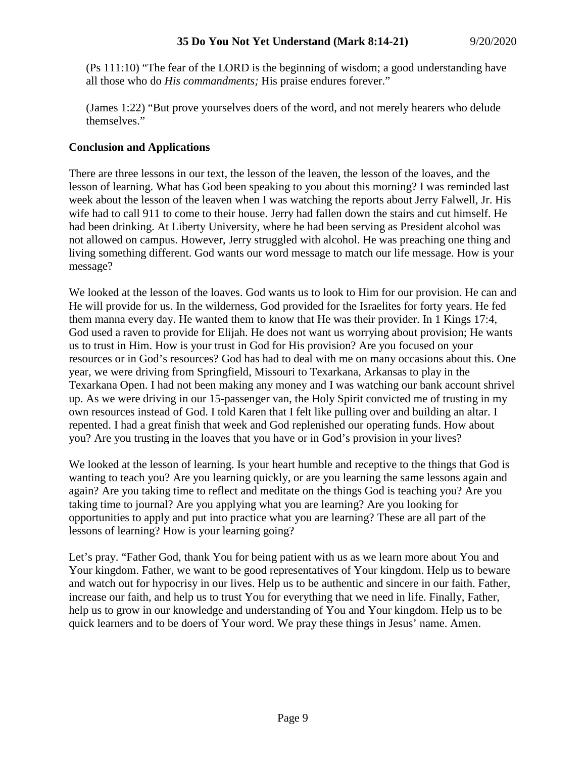(Ps 111:10) "The fear of the LORD is the beginning of wisdom; a good understanding have all those who do *His commandments;* His praise endures forever."

(James 1:22) "But prove yourselves doers of the word, and not merely hearers who delude themselves."

**Conclusion and Applications**

There are three lessons in our text, the lesson of the leaven, the lesson of the loaves, and the lesson of learning. What has God been speaking to you about this morning? I was reminded last week about the lesson of the leaven when I was watching the reports about Jerry Falwell, Jr. His wife had to call 911 to come to their house. Jerry had fallen down the stairs and cut himself. He had been drinking. At Liberty University, where he had been serving as President alcohol was not allowed on campus. However, Jerry struggled with alcohol. He was preaching one thing and living something different. God wants our word message to match our life message. How is your message?

We looked at the lesson of the loaves. God wants us to look to Him for our provision. He can and He will provide for us. In the wilderness, God provided for the Israelites for forty years. He fed them manna every day. He wanted them to know that He was their provider. In 1 Kings 17:4, God used a raven to provide for Elijah. He does not want us worrying about provision; He wants us to trust in Him. How is your trust in God for His provision? Are you focused on your resources or in God's resources? God has had to deal with me on many occasions about this. One year, we were driving from Springfield, Missouri to Texarkana, Arkansas to play in the Texarkana Open. I had not been making any money and I was watching our bank account shrivel up. As we were driving in our 15-passenger van, the Holy Spirit convicted me of trusting in my own resources instead of God. I told Karen that I felt like pulling over and building an altar. I repented. I had a great finish that week and God replenished our operating funds. How about you? Are you trusting in the loaves that you have or in God's provision in your lives?

We looked at the lesson of learning. Is your heart humble and receptive to the things that God is wanting to teach you? Are you learning quickly, or are you learning the same lessons again and again? Are you taking time to reflect and meditate on the things God is teaching you? Are you taking time to journal? Are you applying what you are learning? Are you looking for opportunities to apply and put into practice what you are learning? These are all part of the lessons of learning? How is your learning going?

Let's pray. "Father God, thank You for being patient with us as we learn more about You and Your kingdom. Father, we want to be good representatives of Your kingdom. Help us to beware and watch out for hypocrisy in our lives. Help us to be authentic and sincere in our faith. Father, increase our faith, and help us to trust You for everything that we need in life. Finally, Father, help us to grow in our knowledge and understanding of You and Your kingdom. Help us to be quick learners and to be doers of Your word. We pray these things in Jesus' name. Amen.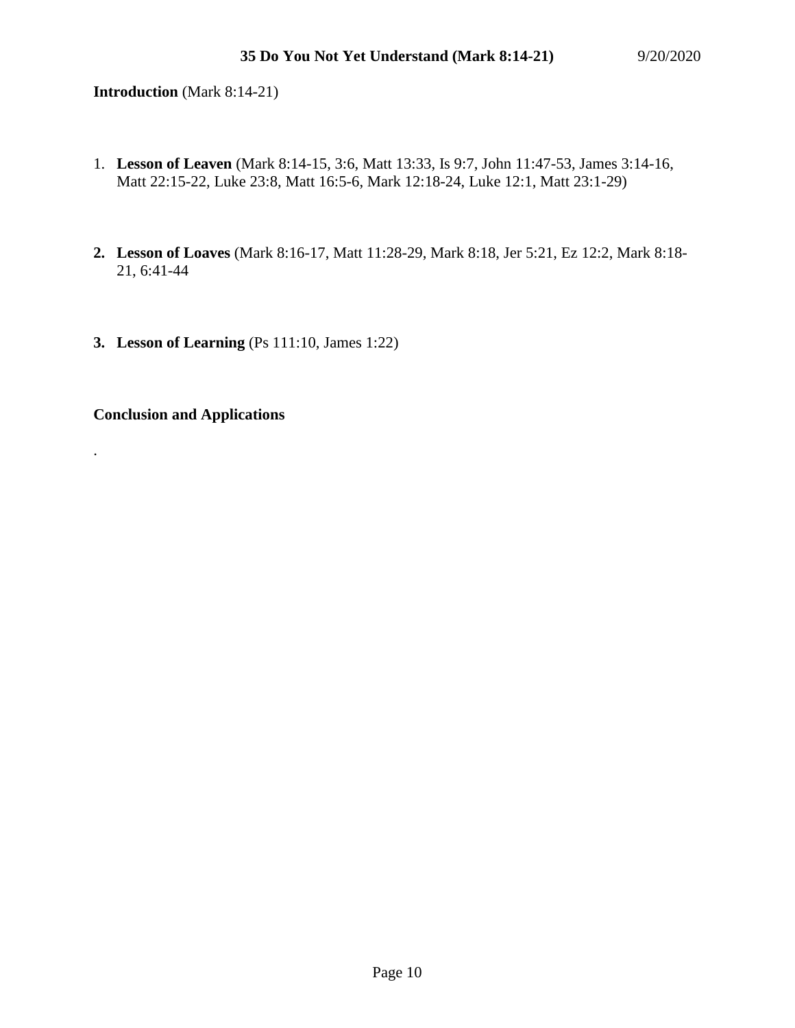# 35 Do You Not Yet Understand (Mark 8:14-21)

9/20/2020

**Introduction** (Mark 8:14-21)

1. **Lesson of Leaven** (Mark 8:14-15, 3:6, Matt 13:33, Is 9:7, John 11:47-53, James 3:14-16, Matt 22:15-22, Luke 23:8, Matt 16:5-6, Mark 12:18-24, Luke 12:1, Matt 23:1-29)

2. **Lesson of Loaves** (Mark 8:16-17, Matt 11:28-29, Mark 8:18, Jer 5:21, Ez 12:2, Mark 8:18-21, 6:41-44

3. **Lesson of Learning** (Ps 111:10, James 1:22)

**Conclusion and Applications**

.